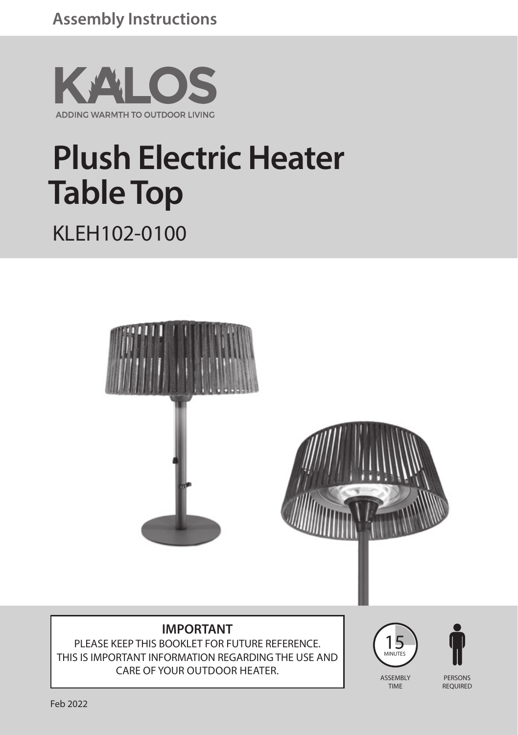Assembly Instructions

KALOS

ADDING WARMTH TO OUTDOOR LIVING

# Plush Electric Heater Table Top

KLEH102-0100

**IMPORTANT**

PLEASE KEEP THIS BOOKLET FOR FUTURE REFERENCE. THIS IS IMPORTANT INFORMATION REGARDING THE USE AND CARE OF YOUR OUTDOOR HEATER.

15 MINUTES

ASSEMBLY TIME

PERSONS REQUIRED

Feb 2022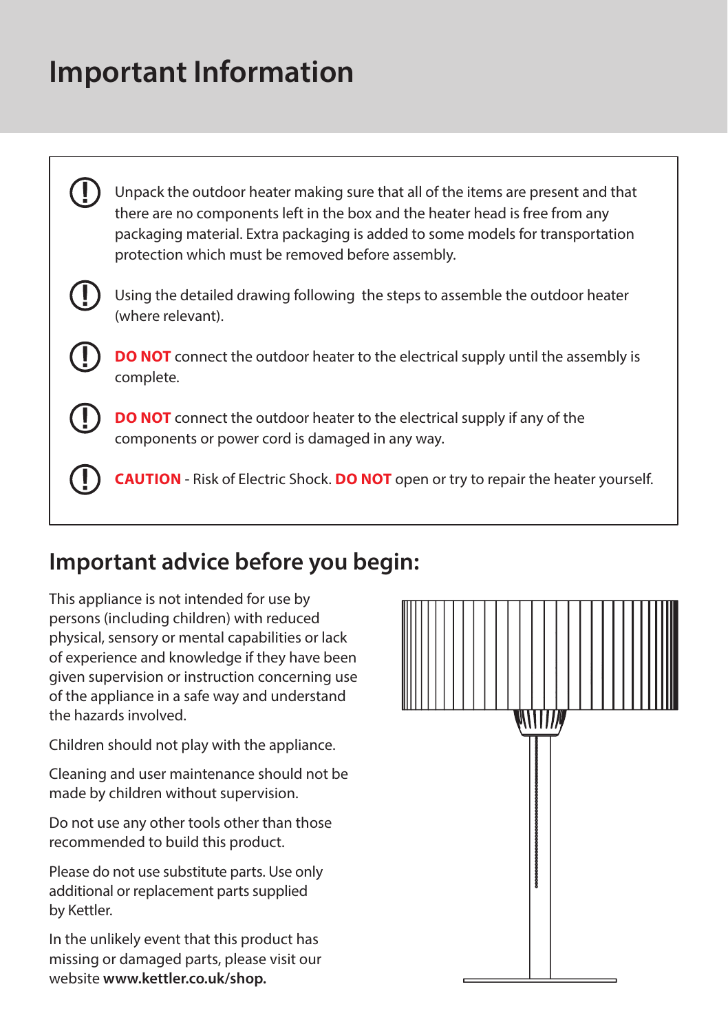# Important Information

- Unpack the outdoor heater making sure that all of the items are present and that there are no components left in the box and the heater head is free from any packaging material. Extra packaging is added to some models for transportation protection which must be removed before assembly.
- Using the detailed drawing following  the steps to assemble the outdoor heater (where relevant).
- **DO NOT** connect the outdoor heater to the electrical supply until the assembly is complete.
- **DO NOT** connect the outdoor heater to the electrical supply if any of the components or power cord is damaged in any way.
- **CAUTION** - Risk of Electric Shock. **DO NOT** open or try to repair the heater yourself.

## Important advice before you begin:

This appliance is not intended for use by persons (including children) with reduced physical, sensory or mental capabilities or lack of experience and knowledge if they have been given supervision or instruction concerning use of the appliance in a safe way and understand the hazards involved.

Children should not play with the appliance.

Cleaning and user maintenance should not be made by children without supervision.

Do not use any other tools other than those recommended to build this product.

Please do not use substitute parts. Use only additional or replacement parts supplied by Kettler.

In the unlikely event that this product has missing or damaged parts, please visit our website **www.kettler.co.uk/shop.**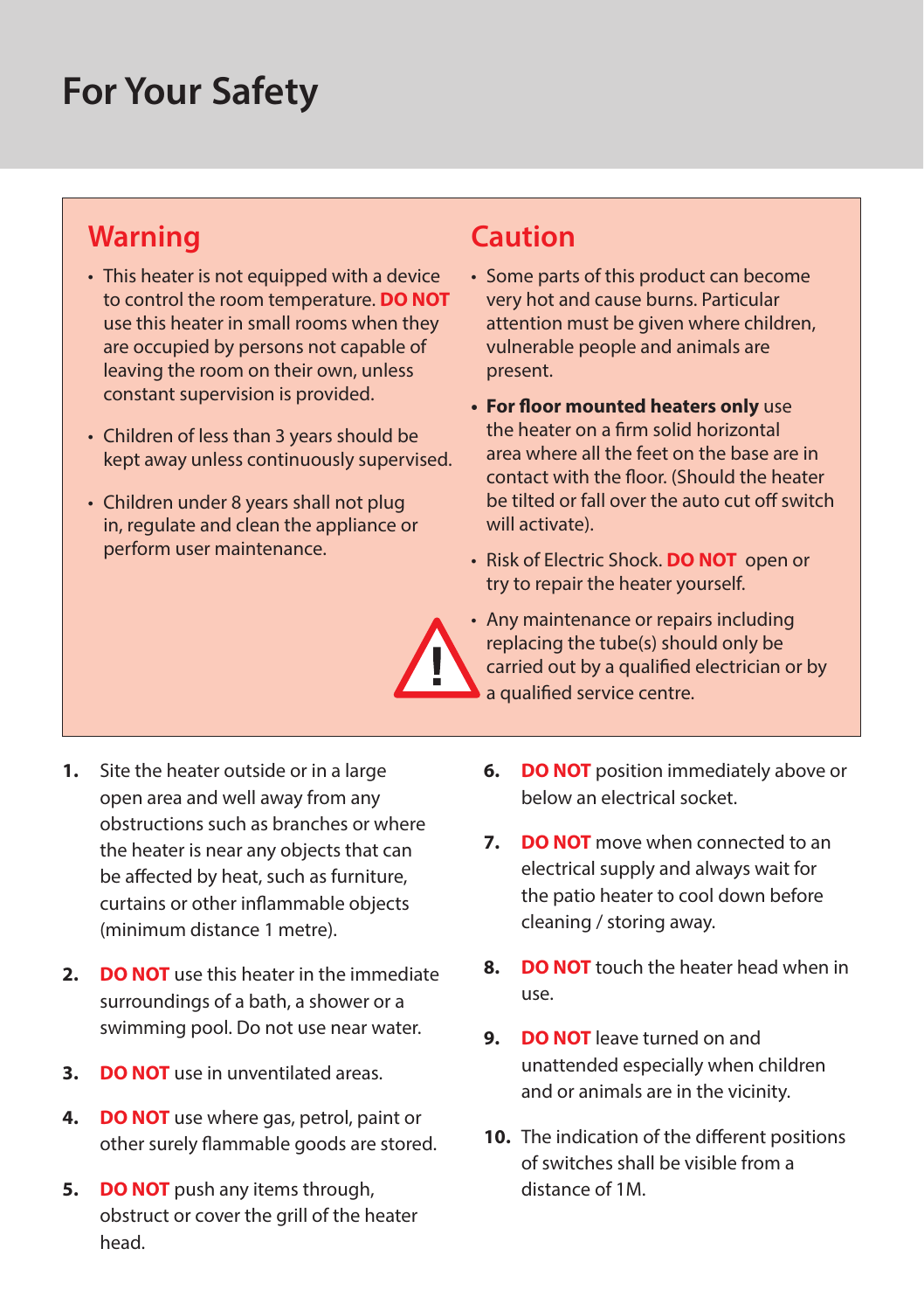# For Your Safety

## Warning

- This heater is not equipped with a device to control the room temperature. **DO NOT** use this heater in small rooms when they are occupied by persons not capable of leaving the room on their own, unless constant supervision is provided.
- Children of less than 3 years should be kept away unless continuously supervised.
- Children under 8 years shall not plug in, regulate and clean the appliance or perform user maintenance.

## Caution

- Some parts of this product can become very hot and cause burns. Particular attention must be given where children, vulnerable people and animals are present.
- **For floor mounted heaters only** use the heater on a firm solid horizontal area where all the feet on the base are in contact with the floor. (Should the heater be tilted or fall over the auto cut off switch will activate).
- Risk of Electric Shock. **DO NOT** open or try to repair the heater yourself.
- Any maintenance or repairs including replacing the tube(s) should only be carried out by a qualified electrician or by a qualified service centre.

1. Site the heater outside or in a large open area and well away from any obstructions such as branches or where the heater is near any objects that can be affected by heat, such as furniture, curtains or other inflammable objects (minimum distance 1 metre).
2. **DO NOT** use this heater in the immediate surroundings of a bath, a shower or a swimming pool. Do not use near water.
3. **DO NOT** use in unventilated areas.
4. **DO NOT** use where gas, petrol, paint or other surely flammable goods are stored.
5. **DO NOT** push any items through, obstruct or cover the grill of the heater head.
6. **DO NOT** position immediately above or below an electrical socket.
7. **DO NOT** move when connected to an electrical supply and always wait for the patio heater to cool down before cleaning / storing away.
8. **DO NOT** touch the heater head when in use.
9. **DO NOT** leave turned on and unattended especially when children and or animals are in the vicinity.
10. The indication of the different positions of switches shall be visible from a distance of 1M.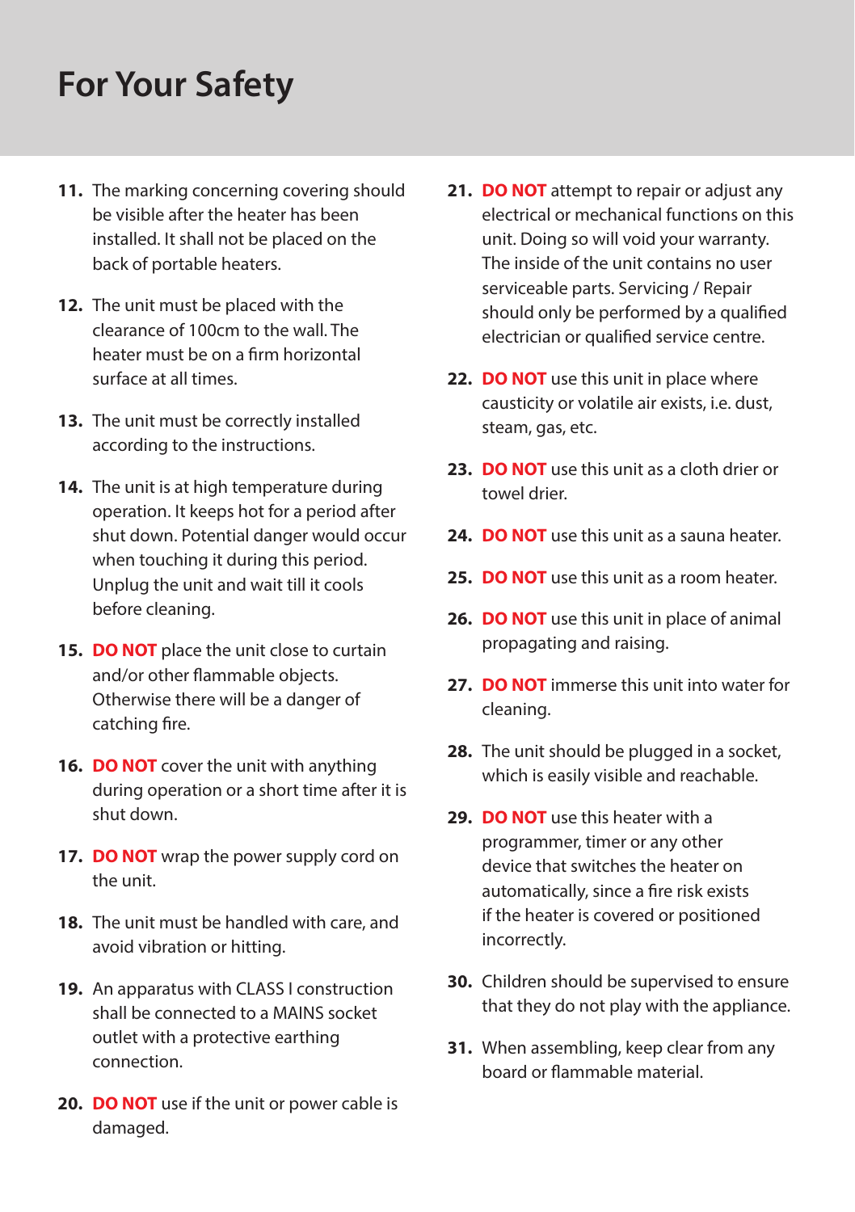# For Your Safety

11. The marking concerning covering should be visible after the heater has been installed. It shall not be placed on the back of portable heaters.
12. The unit must be placed with the clearance of 100cm to the wall. The heater must be on a firm horizontal surface at all times.
13. The unit must be correctly installed according to the instructions.
14. The unit is at high temperature during operation. It keeps hot for a period after shut down. Potential danger would occur when touching it during this period. Unplug the unit and wait till it cools before cleaning.
15. **DO NOT** place the unit close to curtain and/or other flammable objects. Otherwise there will be a danger of catching fire.
16. **DO NOT** cover the unit with anything during operation or a short time after it is shut down.
17. **DO NOT** wrap the power supply cord on the unit.
18. The unit must be handled with care, and avoid vibration or hitting.
19. An apparatus with CLASS I construction shall be connected to a MAINS socket outlet with a protective earthing connection.
20. **DO NOT** use if the unit or power cable is damaged.
21. **DO NOT** attempt to repair or adjust any electrical or mechanical functions on this unit. Doing so will void your warranty. The inside of the unit contains no user serviceable parts. Servicing / Repair should only be performed by a qualified electrician or qualified service centre.
22. **DO NOT** use this unit in place where causticity or volatile air exists, i.e. dust, steam, gas, etc.
23. **DO NOT** use this unit as a cloth drier or towel drier.
24. **DO NOT** use this unit as a sauna heater.
25. **DO NOT** use this unit as a room heater.
26. **DO NOT** use this unit in place of animal propagating and raising.
27. **DO NOT** immerse this unit into water for cleaning.
28. The unit should be plugged in a socket, which is easily visible and reachable.
29. **DO NOT** use this heater with a programmer, timer or any other device that switches the heater on automatically, since a fire risk exists if the heater is covered or positioned incorrectly.
30. Children should be supervised to ensure that they do not play with the appliance.
31. When assembling, keep clear from any board or flammable material.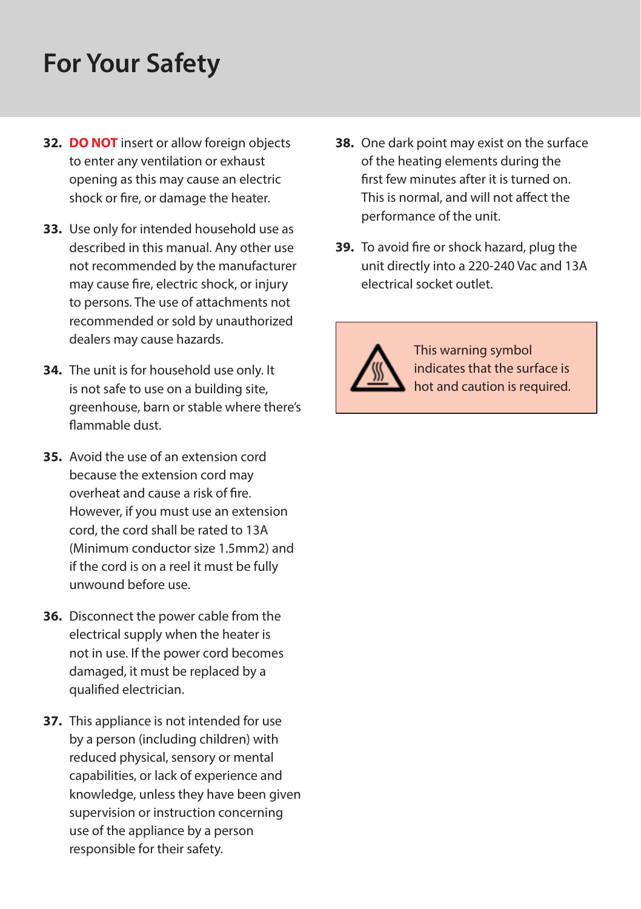# For Your Safety

32. **DO NOT** insert or allow foreign objects to enter any ventilation or exhaust opening as this may cause an electric shock or fire, or damage the heater.

33. Use only for intended household use as described in this manual. Any other use not recommended by the manufacturer may cause fire, electric shock, or injury to persons. The use of attachments not recommended or sold by unauthorized dealers may cause hazards.

34. The unit is for household use only. It is not safe to use on a building site, greenhouse, barn or stable where there's flammable dust.

35. Avoid the use of an extension cord because the extension cord may overheat and cause a risk of fire. However, if you must use an extension cord, the cord shall be rated to 13A (Minimum conductor size 1.5mm2) and if the cord is on a reel it must be fully unwound before use.

36. Disconnect the power cable from the electrical supply when the heater is not in use. If the power cord becomes damaged, it must be replaced by a qualified electrician.

37. This appliance is not intended for use by a person (including children) with reduced physical, sensory or mental capabilities, or lack of experience and knowledge, unless they have been given supervision or instruction concerning use of the appliance by a person responsible for their safety.

38. One dark point may exist on the surface of the heating elements during the first few minutes after it is turned on. This is normal, and will not affect the performance of the unit.

39. To avoid fire or shock hazard, plug the unit directly into a 220-240 Vac and 13A electrical socket outlet.

This warning symbol indicates that the surface is hot and caution is required.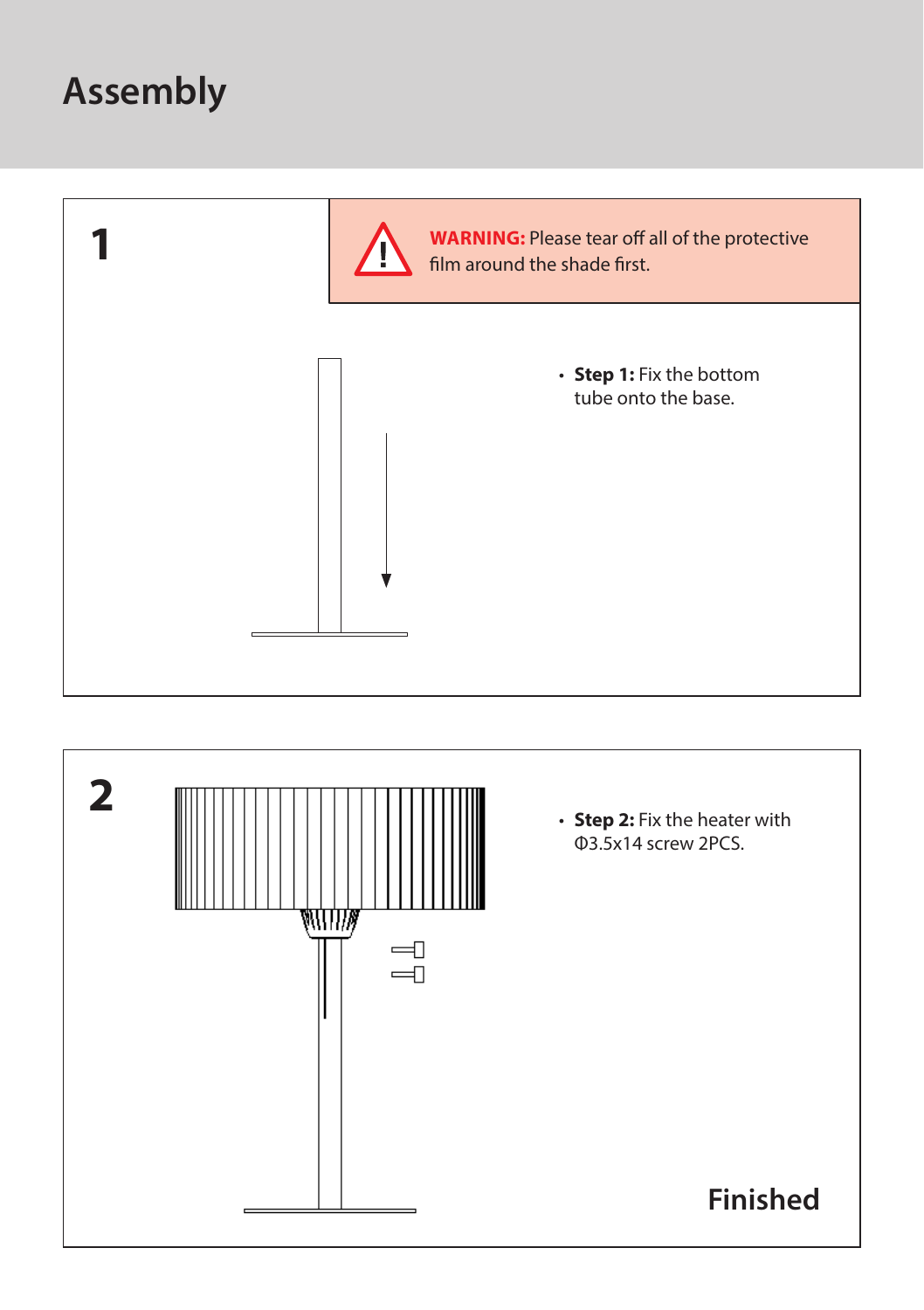# Assembly

## 1

**WARNING:** Please tear off all of the protective film around the shade first.

- **Step 1:** Fix the bottom tube onto the base.

## 2

- **Step 2:** Fix the heater with Φ3.5x14 screw 2PCS.

**Finished**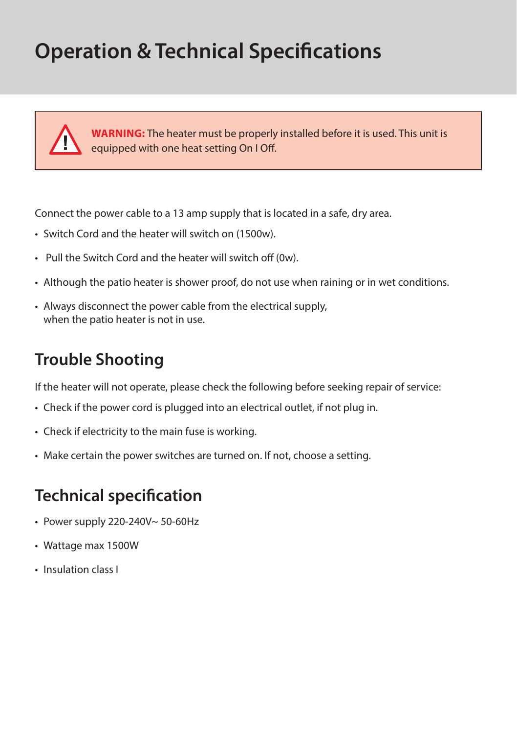# Operation & Technical Specifications

**WARNING:** The heater must be properly installed before it is used. This unit is equipped with one heat setting On I Off.

Connect the power cable to a 13 amp supply that is located in a safe, dry area.

- Switch Cord and the heater will switch on (1500w).
- Pull the Switch Cord and the heater will switch off (0w).
- Although the patio heater is shower proof, do not use when raining or in wet conditions.
- Always disconnect the power cable from the electrical supply, when the patio heater is not in use.

## Trouble Shooting

If the heater will not operate, please check the following before seeking repair of service:

- Check if the power cord is plugged into an electrical outlet, if not plug in.
- Check if electricity to the main fuse is working.
- Make certain the power switches are turned on. If not, choose a setting.

## Technical specification

- Power supply 220-240V~ 50-60Hz
- Wattage max 1500W
- Insulation class I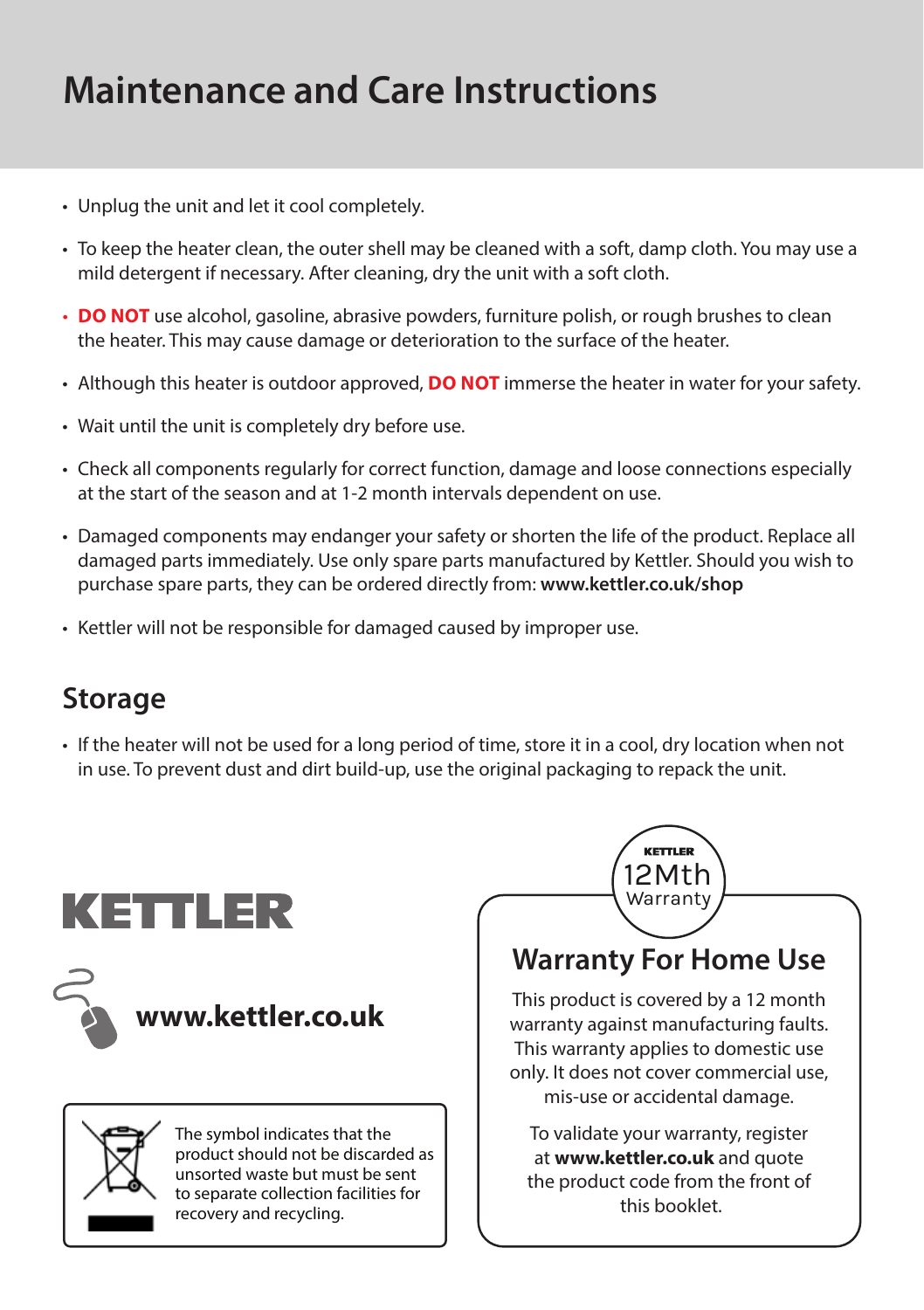# Maintenance and Care Instructions

- Unplug the unit and let it cool completely.
- To keep the heater clean, the outer shell may be cleaned with a soft, damp cloth. You may use a mild detergent if necessary. After cleaning, dry the unit with a soft cloth.
- **DO NOT** use alcohol, gasoline, abrasive powders, furniture polish, or rough brushes to clean the heater. This may cause damage or deterioration to the surface of the heater.
- Although this heater is outdoor approved, **DO NOT** immerse the heater in water for your safety.
- Wait until the unit is completely dry before use.
- Check all components regularly for correct function, damage and loose connections especially at the start of the season and at 1-2 month intervals dependent on use.
- Damaged components may endanger your safety or shorten the life of the product. Replace all damaged parts immediately. Use only spare parts manufactured by Kettler. Should you wish to purchase spare parts, they can be ordered directly from: **www.kettler.co.uk/shop**
- Kettler will not be responsible for damaged caused by improper use.

## Storage

- If the heater will not be used for a long period of time, store it in a cool, dry location when not in use. To prevent dust and dirt build-up, use the original packaging to repack the unit.

KETTLER

**www.kettler.co.uk**

The symbol indicates that the product should not be discarded as unsorted waste but must be sent to separate collection facilities for recovery and recycling.

KETTLER
12Mth
Warranty

## Warranty For Home Use

This product is covered by a 12 month warranty against manufacturing faults. This warranty applies to domestic use only. It does not cover commercial use, mis-use or accidental damage.

To validate your warranty, register at **www.kettler.co.uk** and quote the product code from the front of this booklet.